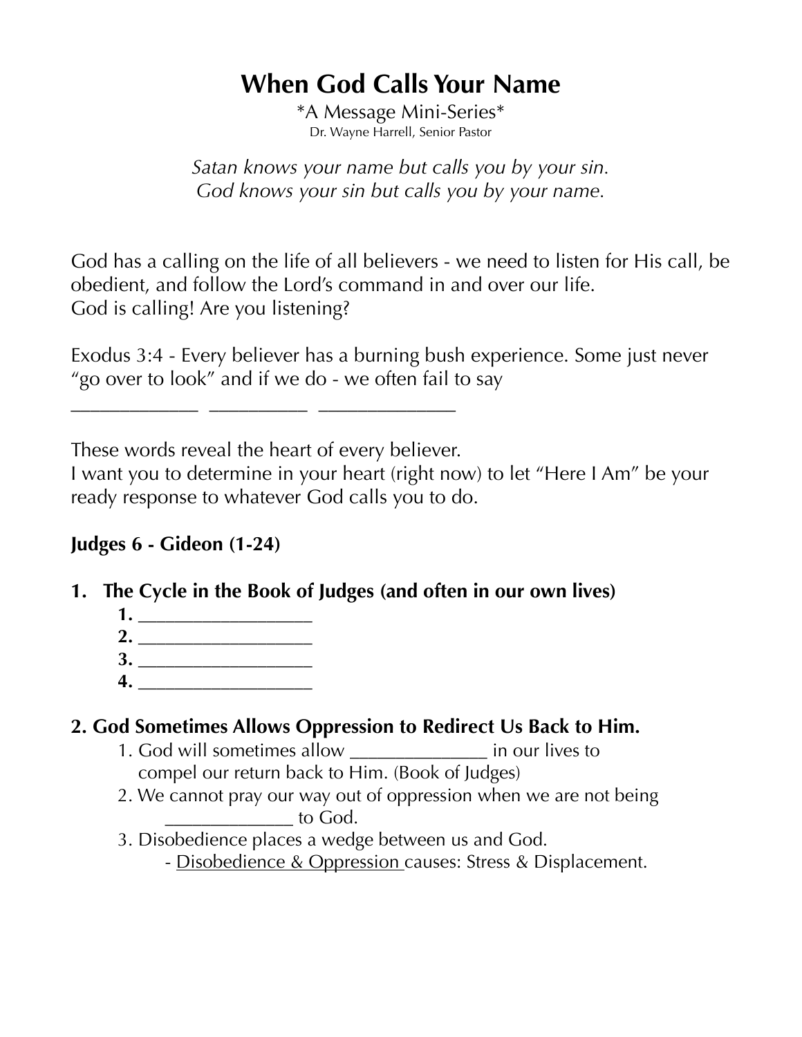# When God Calls Your Name

*A Message Mini-Series*

Dr. Wayne Harrell, Senior Pastor

*Satan knows your name but calls you by your sin.*
*God knows your sin but calls you by your name.*

God has a calling on the life of all believers - we need to listen for His call, be obedient, and follow the Lord's command in and over our life.
God is calling! Are you listening?

Exodus 3:4 - Every believer has a burning bush experience. Some just never "go over to look" and if we do - we often fail to say
____________ __________ ______________

These words reveal the heart of every believer.
I want you to determine in your heart (right now) to let "Here I Am" be your ready response to whatever God calls you to do.

**Judges 6 - Gideon (1-24)**

**1. The Cycle in the Book of Judges (and often in our own lives)**

1. __________________
2. __________________
3. __________________
4. __________________

**2. God Sometimes Allows Oppression to Redirect Us Back to Him.**

1. God will sometimes allow ______________ in our lives to compel our return back to Him. (Book of Judges)
2. We cannot pray our way out of oppression when we are not being _____________ to God.
3. Disobedience places a wedge between us and God.
   - <u>Disobedience & Oppression</u> causes: Stress & Displacement.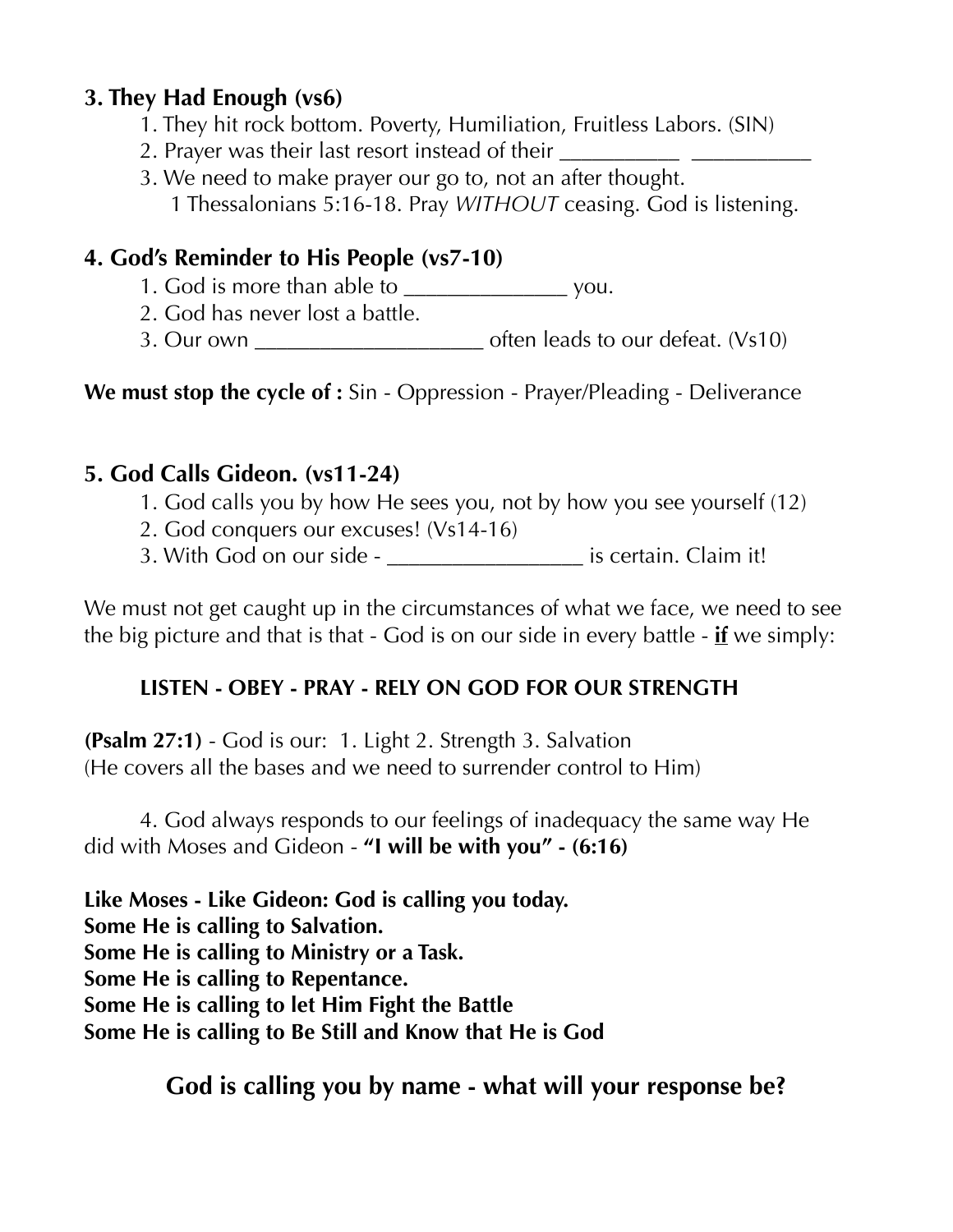### 3. They Had Enough (vs6)

1. They hit rock bottom. Poverty, Humiliation, Fruitless Labors. (SIN)
2. Prayer was their last resort instead of their ___________ ___________
3. We need to make prayer our go to, not an after thought.
   1 Thessalonians 5:16-18. Pray *WITHOUT* ceasing. God is listening.

### 4. God's Reminder to His People (vs7-10)

1. God is more than able to _______________ you.
2. God has never lost a battle.
3. Our own _____________________ often leads to our defeat. (Vs10)

**We must stop the cycle of :** Sin - Oppression - Prayer/Pleading - Deliverance

### 5. God Calls Gideon. (vs11-24)

1. God calls you by how He sees you, not by how you see yourself (12)
2. God conquers our excuses! (Vs14-16)
3. With God on our side - __________________ is certain. Claim it!

We must not get caught up in the circumstances of what we face, we need to see the big picture and that is that - God is on our side in every battle - **<u>if</u>** we simply:

**LISTEN - OBEY - PRAY - RELY ON GOD FOR OUR STRENGTH**

**(Psalm 27:1)** - God is our: 1. Light 2. Strength 3. Salvation
(He covers all the bases and we need to surrender control to Him)

4. God always responds to our feelings of inadequacy the same way He did with Moses and Gideon - **"I will be with you" - (6:16)**

**Like Moses - Like Gideon: God is calling you today.**
**Some He is calling to Salvation.**
**Some He is calling to Ministry or a Task.**
**Some He is calling to Repentance.**
**Some He is calling to let Him Fight the Battle**
**Some He is calling to Be Still and Know that He is God**

**God is calling you by name - what will your response be?**